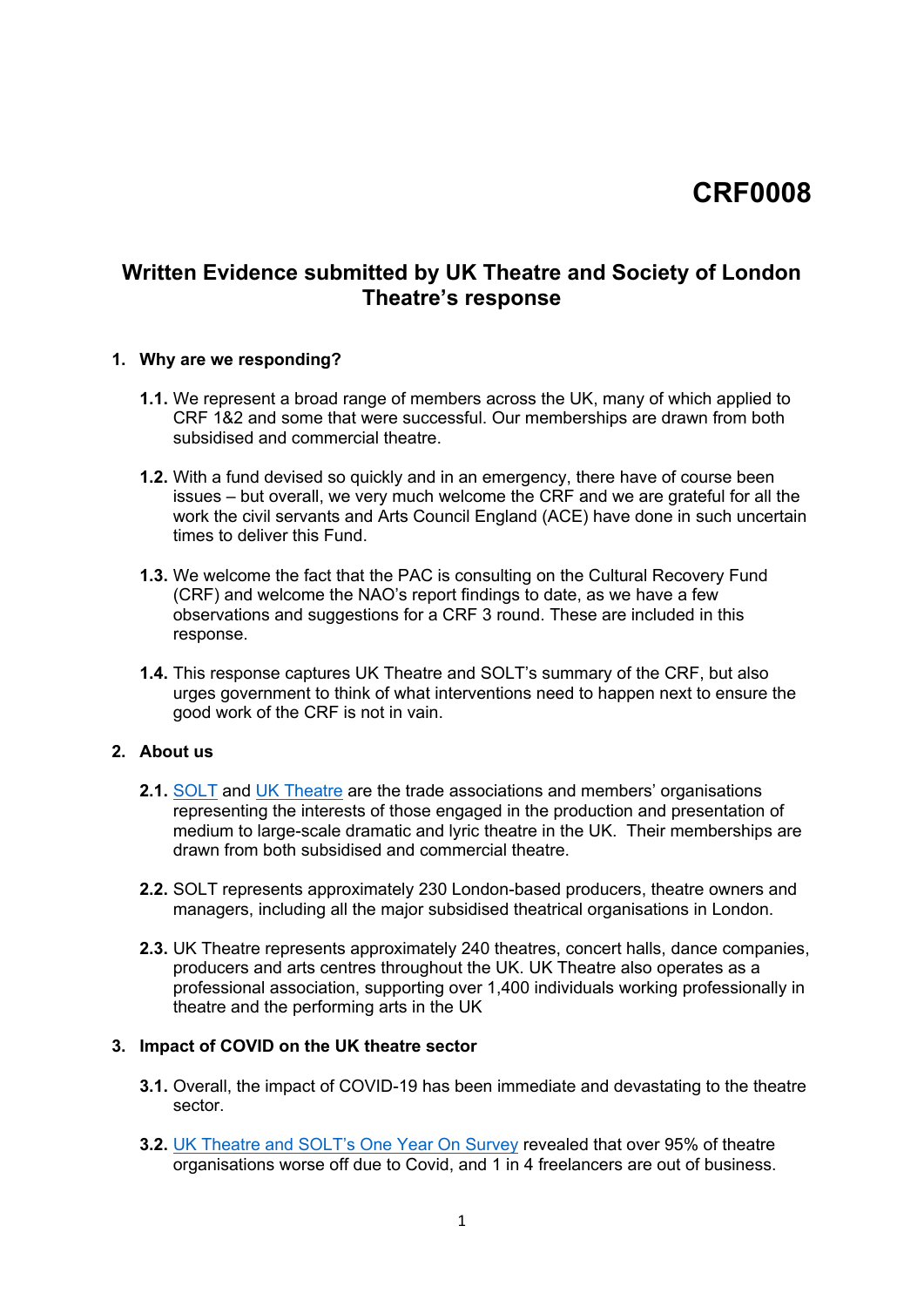# CRF0008

## Written Evidence submitted by UK Theatre and Society of London Theatre's response

### 1. Why are we responding?

**1.1.** We represent a broad range of members across the UK, many of which applied to CRF 1&2 and some that were successful. Our memberships are drawn from both subsidised and commercial theatre.

**1.2.** With a fund devised so quickly and in an emergency, there have of course been issues – but overall, we very much welcome the CRF and we are grateful for all the work the civil servants and Arts Council England (ACE) have done in such uncertain times to deliver this Fund.

**1.3.** We welcome the fact that the PAC is consulting on the Cultural Recovery Fund (CRF) and welcome the NAO's report findings to date, as we have a few observations and suggestions for a CRF 3 round. These are included in this response.

**1.4.** This response captures UK Theatre and SOLT's summary of the CRF, but also urges government to think of what interventions need to happen next to ensure the good work of the CRF is not in vain.

### 2. About us

**2.1.** SOLT and UK Theatre are the trade associations and members' organisations representing the interests of those engaged in the production and presentation of medium to large-scale dramatic and lyric theatre in the UK. Their memberships are drawn from both subsidised and commercial theatre.

**2.2.** SOLT represents approximately 230 London-based producers, theatre owners and managers, including all the major subsidised theatrical organisations in London.

**2.3.** UK Theatre represents approximately 240 theatres, concert halls, dance companies, producers and arts centres throughout the UK. UK Theatre also operates as a professional association, supporting over 1,400 individuals working professionally in theatre and the performing arts in the UK

### 3. Impact of COVID on the UK theatre sector

**3.1.** Overall, the impact of COVID-19 has been immediate and devastating to the theatre sector.

**3.2.** UK Theatre and SOLT's One Year On Survey revealed that over 95% of theatre organisations worse off due to Covid, and 1 in 4 freelancers are out of business.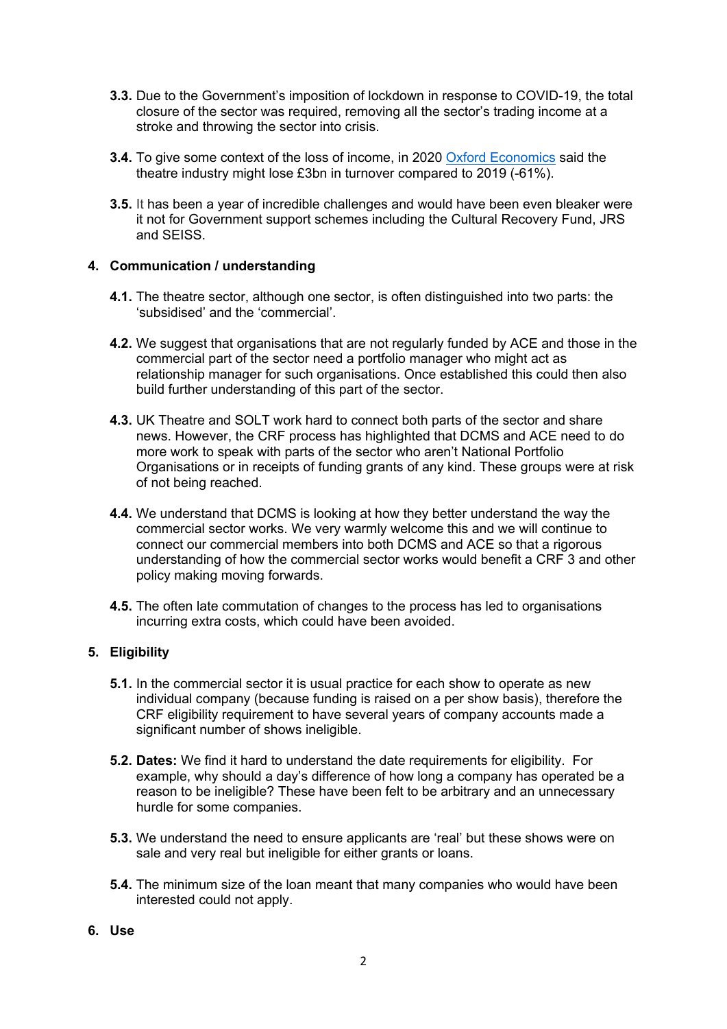**3.3.** Due to the Government's imposition of lockdown in response to COVID-19, the total closure of the sector was required, removing all the sector's trading income at a stroke and throwing the sector into crisis.

**3.4.** To give some context of the loss of income, in 2020 [Oxford Economics] said the theatre industry might lose £3bn in turnover compared to 2019 (-61%).

**3.5.** It has been a year of incredible challenges and would have been even bleaker were it not for Government support schemes including the Cultural Recovery Fund, JRS and SEISS.

## 4. Communication / understanding

**4.1.** The theatre sector, although one sector, is often distinguished into two parts: the 'subsidised' and the 'commercial'.

**4.2.** We suggest that organisations that are not regularly funded by ACE and those in the commercial part of the sector need a portfolio manager who might act as relationship manager for such organisations. Once established this could then also build further understanding of this part of the sector.

**4.3.** UK Theatre and SOLT work hard to connect both parts of the sector and share news. However, the CRF process has highlighted that DCMS and ACE need to do more work to speak with parts of the sector who aren't National Portfolio Organisations or in receipts of funding grants of any kind. These groups were at risk of not being reached.

**4.4.** We understand that DCMS is looking at how they better understand the way the commercial sector works. We very warmly welcome this and we will continue to connect our commercial members into both DCMS and ACE so that a rigorous understanding of how the commercial sector works would benefit a CRF 3 and other policy making moving forwards.

**4.5.** The often late commutation of changes to the process has led to organisations incurring extra costs, which could have been avoided.

## 5. Eligibility

**5.1.** In the commercial sector it is usual practice for each show to operate as new individual company (because funding is raised on a per show basis), therefore the CRF eligibility requirement to have several years of company accounts made a significant number of shows ineligible.

**5.2. Dates:** We find it hard to understand the date requirements for eligibility. For example, why should a day's difference of how long a company has operated be a reason to be ineligible? These have been felt to be arbitrary and an unnecessary hurdle for some companies.

**5.3.** We understand the need to ensure applicants are 'real' but these shows were on sale and very real but ineligible for either grants or loans.

**5.4.** The minimum size of the loan meant that many companies who would have been interested could not apply.

## 6. Use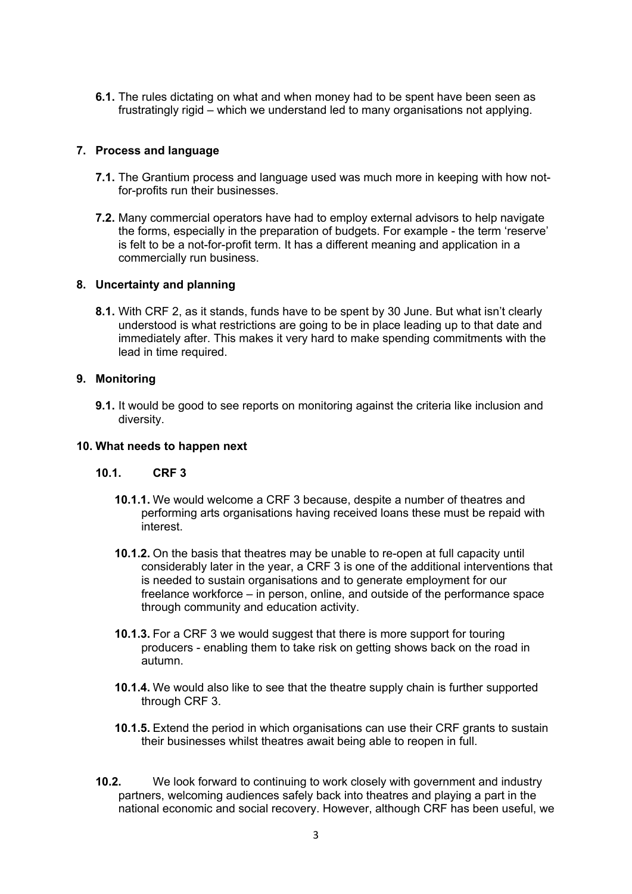**6.1.** The rules dictating on what and when money had to be spent have been seen as frustratingly rigid – which we understand led to many organisations not applying.

## 7. Process and language

**7.1.** The Grantium process and language used was much more in keeping with how not-for-profits run their businesses.

**7.2.** Many commercial operators have had to employ external advisors to help navigate the forms, especially in the preparation of budgets. For example - the term 'reserve' is felt to be a not-for-profit term. It has a different meaning and application in a commercially run business.

## 8. Uncertainty and planning

**8.1.** With CRF 2, as it stands, funds have to be spent by 30 June. But what isn't clearly understood is what restrictions are going to be in place leading up to that date and immediately after. This makes it very hard to make spending commitments with the lead in time required.

## 9. Monitoring

**9.1.** It would be good to see reports on monitoring against the criteria like inclusion and diversity.

## 10. What needs to happen next

### 10.1. CRF 3

**10.1.1.** We would welcome a CRF 3 because, despite a number of theatres and performing arts organisations having received loans these must be repaid with interest.

**10.1.2.** On the basis that theatres may be unable to re-open at full capacity until considerably later in the year, a CRF 3 is one of the additional interventions that is needed to sustain organisations and to generate employment for our freelance workforce – in person, online, and outside of the performance space through community and education activity.

**10.1.3.** For a CRF 3 we would suggest that there is more support for touring producers - enabling them to take risk on getting shows back on the road in autumn.

**10.1.4.** We would also like to see that the theatre supply chain is further supported through CRF 3.

**10.1.5.** Extend the period in which organisations can use their CRF grants to sustain their businesses whilst theatres await being able to reopen in full.

**10.2.** We look forward to continuing to work closely with government and industry partners, welcoming audiences safely back into theatres and playing a part in the national economic and social recovery. However, although CRF has been useful, we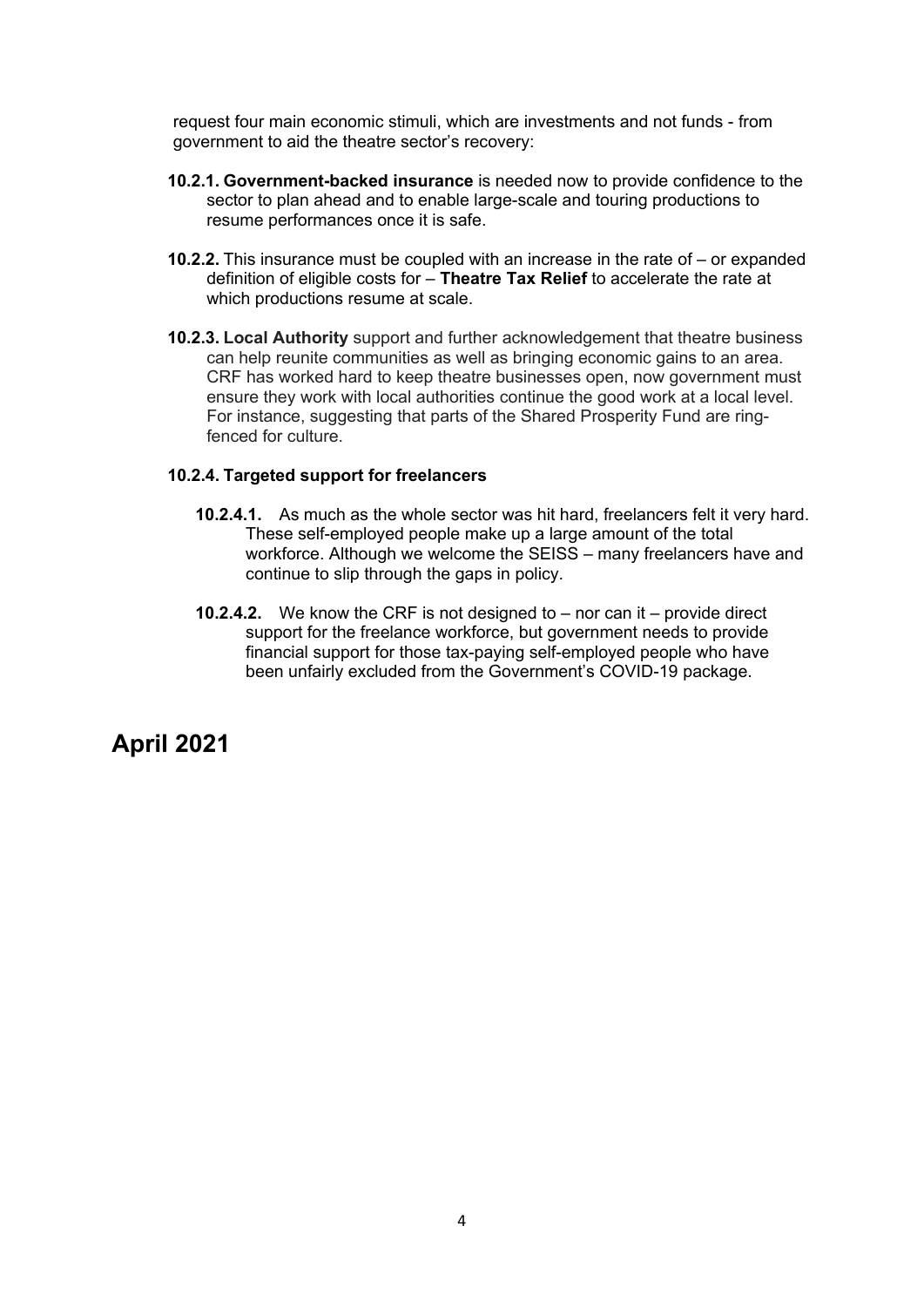request four main economic stimuli, which are investments and not funds - from government to aid the theatre sector's recovery:

**10.2.1. Government-backed insurance** is needed now to provide confidence to the sector to plan ahead and to enable large-scale and touring productions to resume performances once it is safe.

**10.2.2.** This insurance must be coupled with an increase in the rate of – or expanded definition of eligible costs for – **Theatre Tax Relief** to accelerate the rate at which productions resume at scale.

**10.2.3. Local Authority** support and further acknowledgement that theatre business can help reunite communities as well as bringing economic gains to an area. CRF has worked hard to keep theatre businesses open, now government must ensure they work with local authorities continue the good work at a local level. For instance, suggesting that parts of the Shared Prosperity Fund are ring-fenced for culture.

**10.2.4. Targeted support for freelancers**

**10.2.4.1.** As much as the whole sector was hit hard, freelancers felt it very hard. These self-employed people make up a large amount of the total workforce. Although we welcome the SEISS – many freelancers have and continue to slip through the gaps in policy.

**10.2.4.2.** We know the CRF is not designed to – nor can it – provide direct support for the freelance workforce, but government needs to provide financial support for those tax-paying self-employed people who have been unfairly excluded from the Government's COVID-19 package.

## April 2021